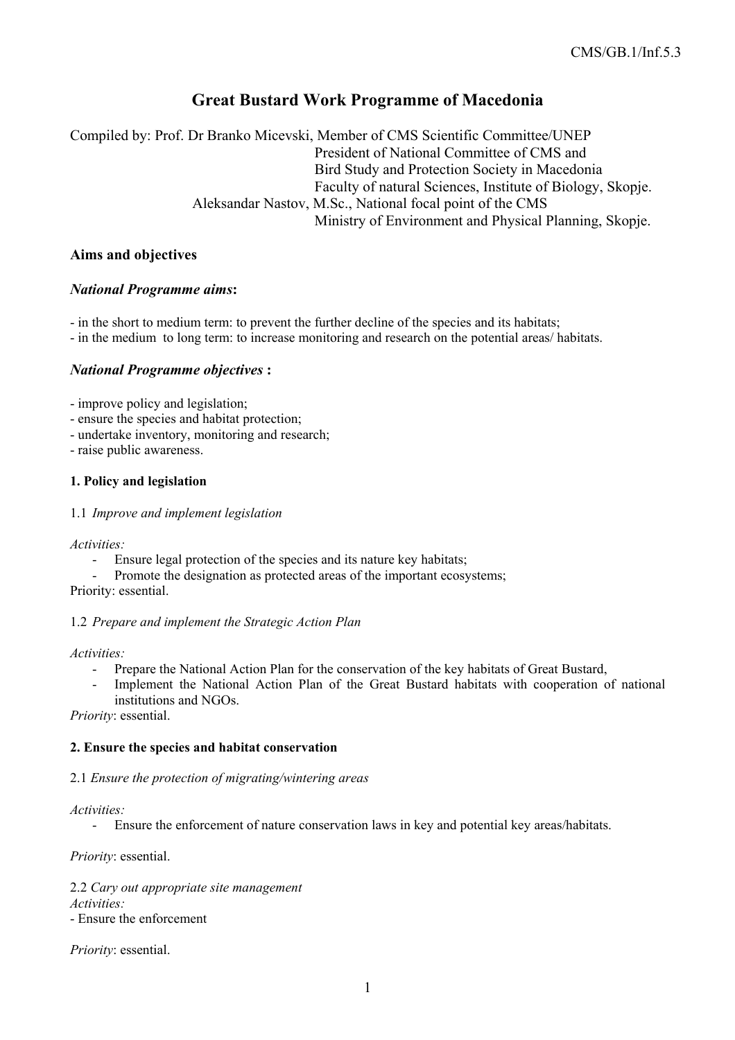# Great Bustard Work Programme of Macedonia

Compiled by: Prof. Dr Branko Micevski, Member of CMS Scientific Committee/UNEP
President of National Committee of CMS and
Bird Study and Protection Society in Macedonia
Faculty of natural Sciences, Institute of Biology, Skopje.
Aleksandar Nastov, M.Sc., National focal point of the CMS
Ministry of Environment and Physical Planning, Skopje.

## Aims and objectives

### *National Programme aims*:

- in the short to medium term: to prevent the further decline of the species and its habitats;
- in the medium to long term: to increase monitoring and research on the potential areas/ habitats.

### *National Programme objectives* :

- improve policy and legislation;
- ensure the species and habitat protection;
- undertake inventory, monitoring and research;
- raise public awareness.

#### 1. Policy and legislation

1.1 *Improve and implement legislation*

*Activities:*

- Ensure legal protection of the species and its nature key habitats;
- Promote the designation as protected areas of the important ecosystems;

Priority: essential.

1.2 *Prepare and implement the Strategic Action Plan*

*Activities:*

- Prepare the National Action Plan for the conservation of the key habitats of Great Bustard,
- Implement the National Action Plan of the Great Bustard habitats with cooperation of national institutions and NGOs.

*Priority*: essential.

#### 2. Ensure the species and habitat conservation

2.1 *Ensure the protection of migrating/wintering areas*

*Activities:*

- Ensure the enforcement of nature conservation laws in key and potential key areas/habitats.

*Priority*: essential.

2.2 *Cary out appropriate site management*

*Activities:*

- Ensure the enforcement

*Priority*: essential.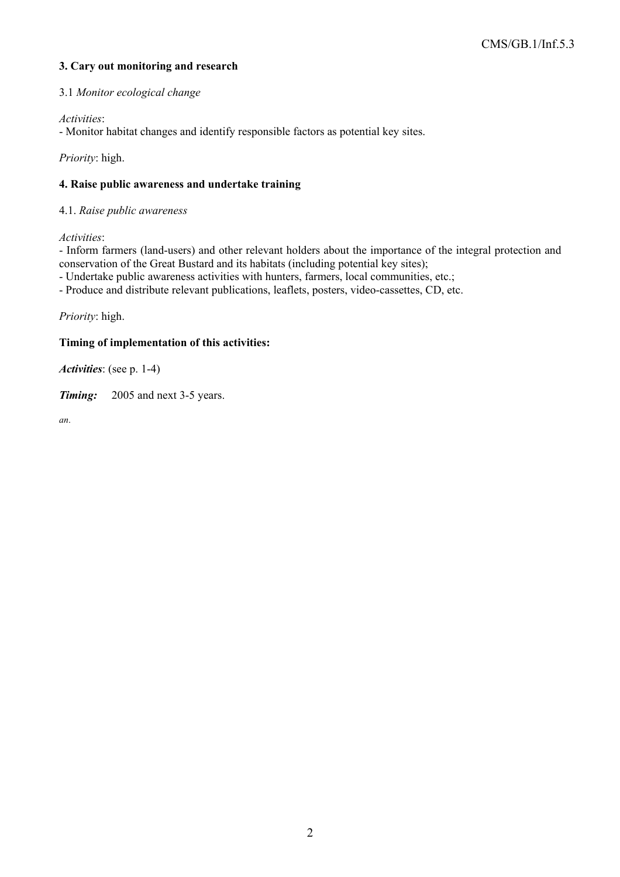**3. Cary out monitoring and research**

3.1 *Monitor ecological change*

*Activities*:
- Monitor habitat changes and identify responsible factors as potential key sites.

*Priority*: high.

**4. Raise public awareness and undertake training**

4.1. *Raise public awareness*

*Activities*:
- Inform farmers (land-users) and other relevant holders about the importance of the integral protection and conservation of the Great Bustard and its habitats (including potential key sites);
- Undertake public awareness activities with hunters, farmers, local communities, etc.;
- Produce and distribute relevant publications, leaflets, posters, video-cassettes, CD, etc.

*Priority*: high.

**Timing of implementation of this activities:**

***Activities***: (see p. 1-4)

***Timing:*** 2005 and next 3-5 years.

*an.*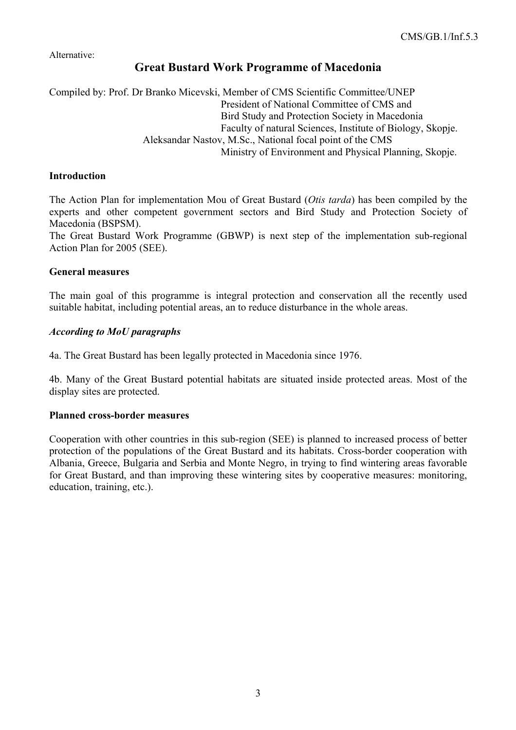Alternative:

# Great Bustard Work Programme of Macedonia

Compiled by: Prof. Dr Branko Micevski, Member of CMS Scientific Committee/UNEP
President of National Committee of CMS and
Bird Study and Protection Society in Macedonia
Faculty of natural Sciences, Institute of Biology, Skopje.
Aleksandar Nastov, M.Sc., National focal point of the CMS
Ministry of Environment and Physical Planning, Skopje.

## Introduction

The Action Plan for implementation Mou of Great Bustard (*Otis tarda*) has been compiled by the experts and other competent government sectors and Bird Study and Protection Society of Macedonia (BSPSM).
The Great Bustard Work Programme (GBWP) is next step of the implementation sub-regional Action Plan for 2005 (SEE).

## General measures

The main goal of this programme is integral protection and conservation all the recently used suitable habitat, including potential areas, an to reduce disturbance in the whole areas.

### *According to MoU paragraphs*

4a. The Great Bustard has been legally protected in Macedonia since 1976.

4b. Many of the Great Bustard potential habitats are situated inside protected areas. Most of the display sites are protected.

## Planned cross-border measures

Cooperation with other countries in this sub-region (SEE) is planned to increased process of better protection of the populations of the Great Bustard and its habitats. Cross-border cooperation with Albania, Greece, Bulgaria and Serbia and Monte Negro, in trying to find wintering areas favorable for Great Bustard, and than improving these wintering sites by cooperative measures: monitoring, education, training, etc.).